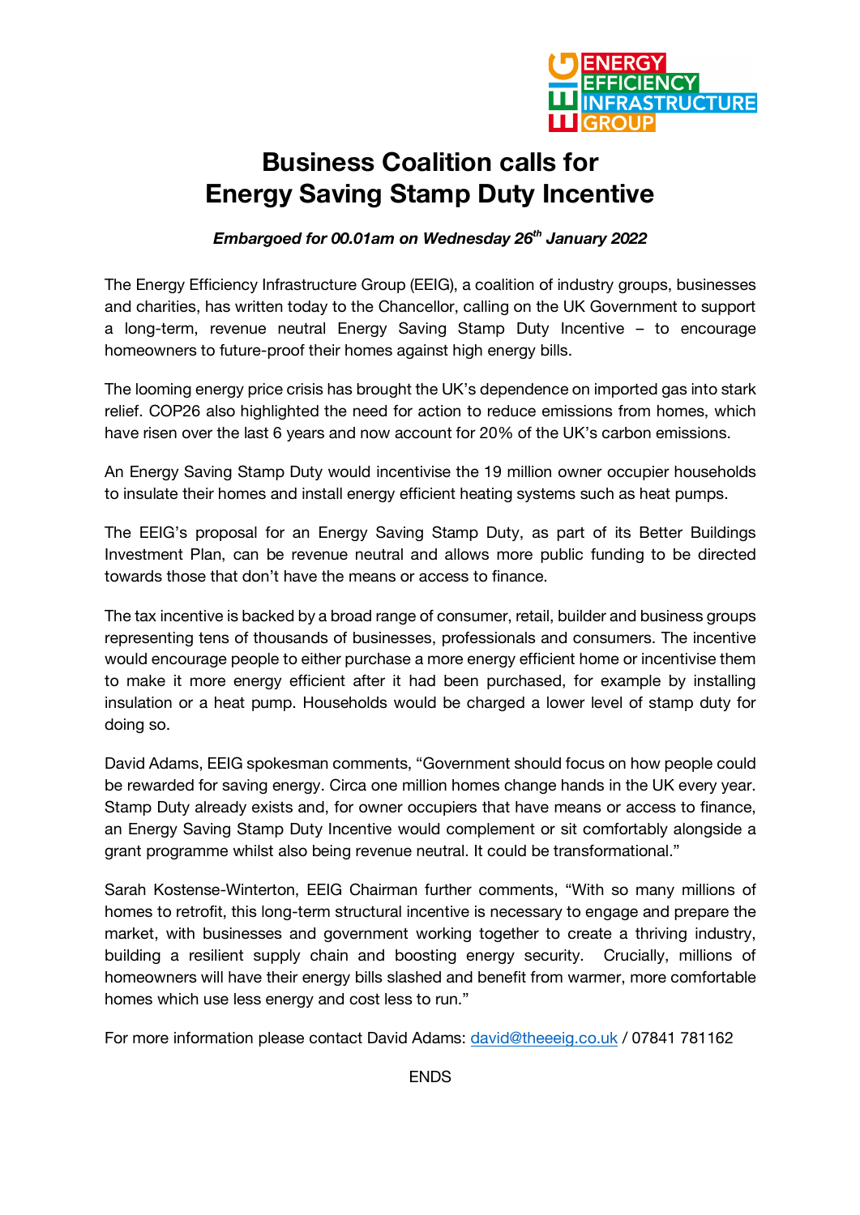ENERGY EFFICIENCY INFRASTRUCTURE GROUP

# Business Coalition calls for Energy Saving Stamp Duty Incentive

***Embargoed for 00.01am on Wednesday 26th January 2022***

The Energy Efficiency Infrastructure Group (EEIG), a coalition of industry groups, businesses and charities, has written today to the Chancellor, calling on the UK Government to support a long-term, revenue neutral Energy Saving Stamp Duty Incentive – to encourage homeowners to future-proof their homes against high energy bills.

The looming energy price crisis has brought the UK's dependence on imported gas into stark relief. COP26 also highlighted the need for action to reduce emissions from homes, which have risen over the last 6 years and now account for 20% of the UK's carbon emissions.

An Energy Saving Stamp Duty would incentivise the 19 million owner occupier households to insulate their homes and install energy efficient heating systems such as heat pumps.

The EEIG's proposal for an Energy Saving Stamp Duty, as part of its Better Buildings Investment Plan, can be revenue neutral and allows more public funding to be directed towards those that don't have the means or access to finance.

The tax incentive is backed by a broad range of consumer, retail, builder and business groups representing tens of thousands of businesses, professionals and consumers. The incentive would encourage people to either purchase a more energy efficient home or incentivise them to make it more energy efficient after it had been purchased, for example by installing insulation or a heat pump. Households would be charged a lower level of stamp duty for doing so.

David Adams, EEIG spokesman comments, "Government should focus on how people could be rewarded for saving energy. Circa one million homes change hands in the UK every year. Stamp Duty already exists and, for owner occupiers that have means or access to finance, an Energy Saving Stamp Duty Incentive would complement or sit comfortably alongside a grant programme whilst also being revenue neutral. It could be transformational."

Sarah Kostense-Winterton, EEIG Chairman further comments, "With so many millions of homes to retrofit, this long-term structural incentive is necessary to engage and prepare the market, with businesses and government working together to create a thriving industry, building a resilient supply chain and boosting energy security. Crucially, millions of homeowners will have their energy bills slashed and benefit from warmer, more comfortable homes which use less energy and cost less to run."

For more information please contact David Adams: david@theeeig.co.uk / 07841 781162

ENDS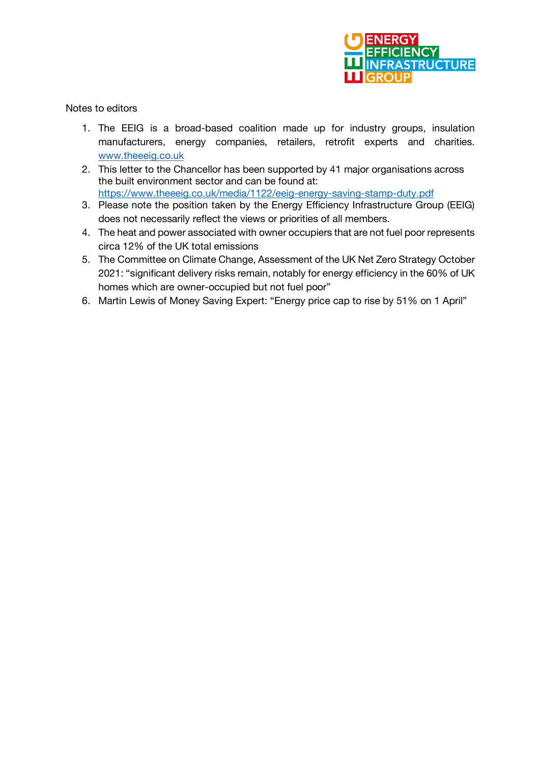Notes to editors

1. The EEIG is a broad-based coalition made up for industry groups, insulation manufacturers, energy companies, retailers, retrofit experts and charities. www.theeeig.co.uk
2. This letter to the Chancellor has been supported by 41 major organisations across the built environment sector and can be found at: https://www.theeeig.co.uk/media/1122/eeig-energy-saving-stamp-duty.pdf
3. Please note the position taken by the Energy Efficiency Infrastructure Group (EEIG) does not necessarily reflect the views or priorities of all members.
4. The heat and power associated with owner occupiers that are not fuel poor represents circa 12% of the UK total emissions
5. The Committee on Climate Change, Assessment of the UK Net Zero Strategy October 2021: "significant delivery risks remain, notably for energy efficiency in the 60% of UK homes which are owner-occupied but not fuel poor"
6. Martin Lewis of Money Saving Expert: "Energy price cap to rise by 51% on 1 April"